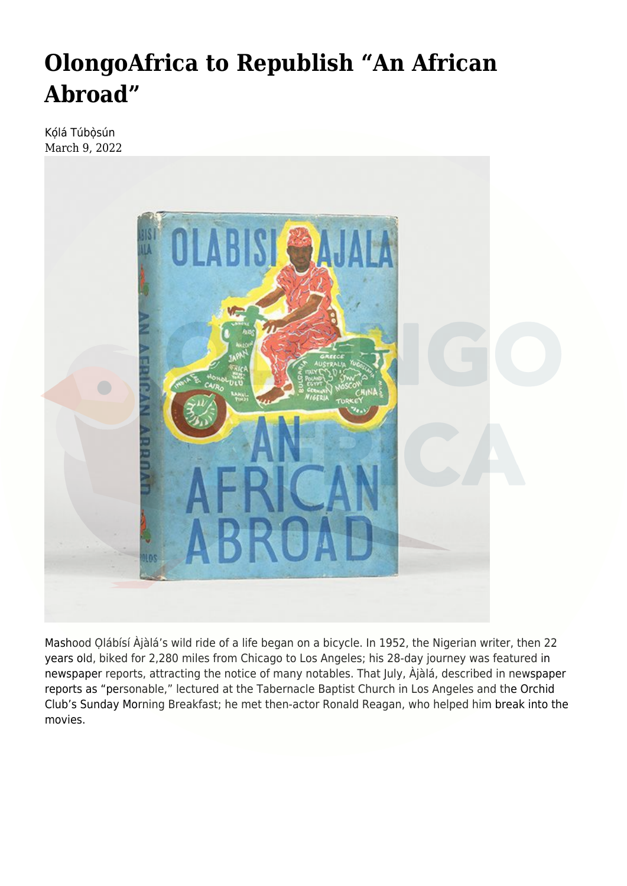# OlongoAfrica to Republish "An African Abroad"

Kọ́lá Túbọ̀sún
March 9, 2022

Mashood Ọlábísí Àjàlá's wild ride of a life began on a bicycle. In 1952, the Nigerian writer, then 22 years old, biked for 2,280 miles from Chicago to Los Angeles; his 28-day journey was featured in newspaper reports, attracting the notice of many notables. That July, Àjàlá, described in newspaper reports as "personable," lectured at the Tabernacle Baptist Church in Los Angeles and the Orchid Club's Sunday Morning Breakfast; he met then-actor Ronald Reagan, who helped him break into the movies.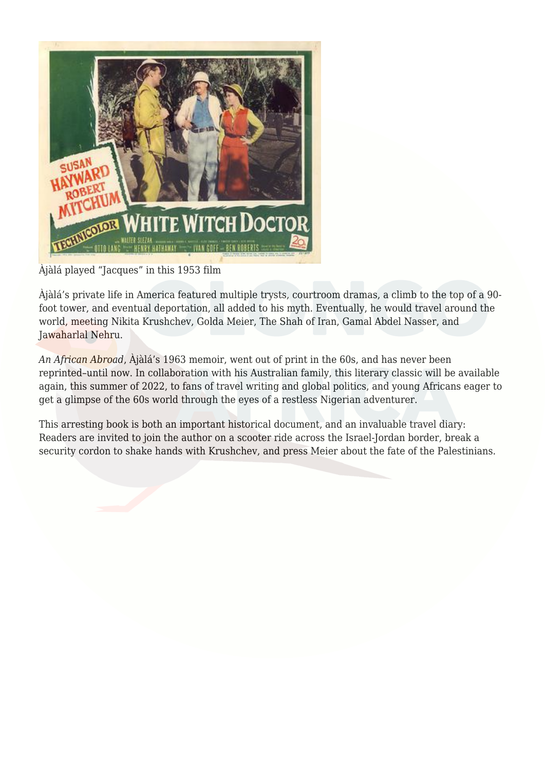Àjàlá played "Jacques" in this 1953 film

Àjàlá's private life in America featured multiple trysts, courtroom dramas, a climb to the top of a 90-foot tower, and eventual deportation, all added to his myth. Eventually, he would travel around the world, meeting Nikita Krushchev, Golda Meier, The Shah of Iran, Gamal Abdel Nasser, and Jawaharlal Nehru.

*An African Abroad*, Àjàlá's 1963 memoir, went out of print in the 60s, and has never been reprinted–until now. In collaboration with his Australian family, this literary classic will be available again, this summer of 2022, to fans of travel writing and global politics, and young Africans eager to get a glimpse of the 60s world through the eyes of a restless Nigerian adventurer.

This arresting book is both an important historical document, and an invaluable travel diary: Readers are invited to join the author on a scooter ride across the Israel-Jordan border, break a security cordon to shake hands with Krushchev, and press Meier about the fate of the Palestinians.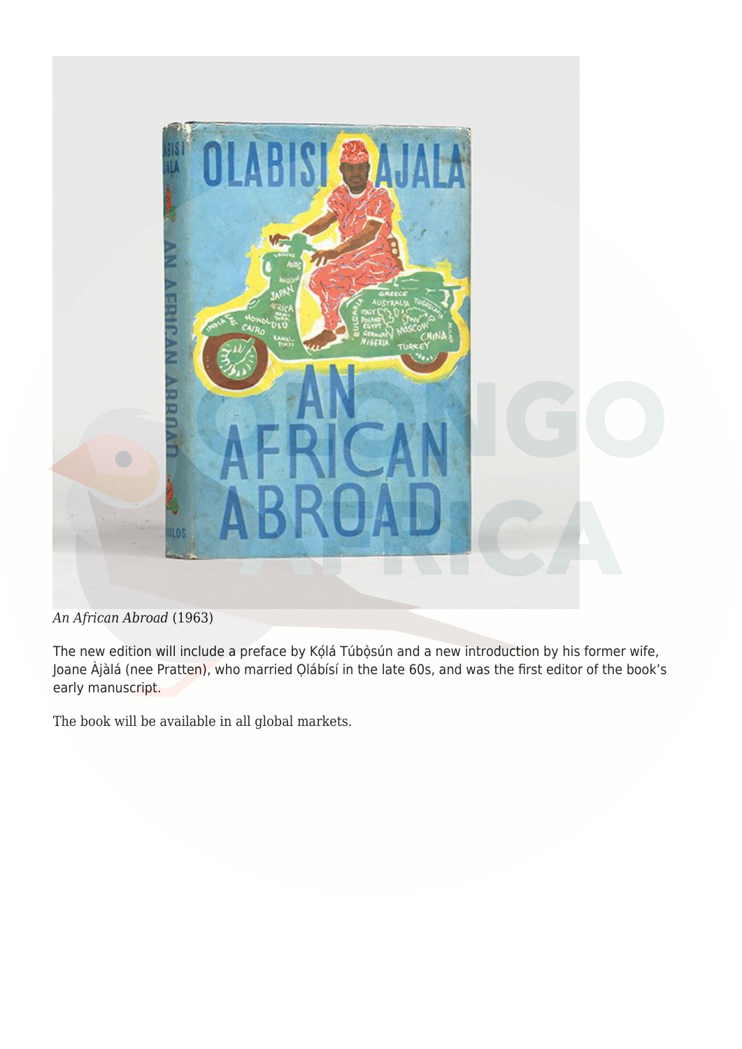*An African Abroad* (1963)

The new edition will include a preface by Kọ́lá Túbọ̀sún and a new introduction by his former wife, Joane Àjàlá (nee Pratten), who married Ọlábísí in the late 60s, and was the first editor of the book's early manuscript.

The book will be available in all global markets.